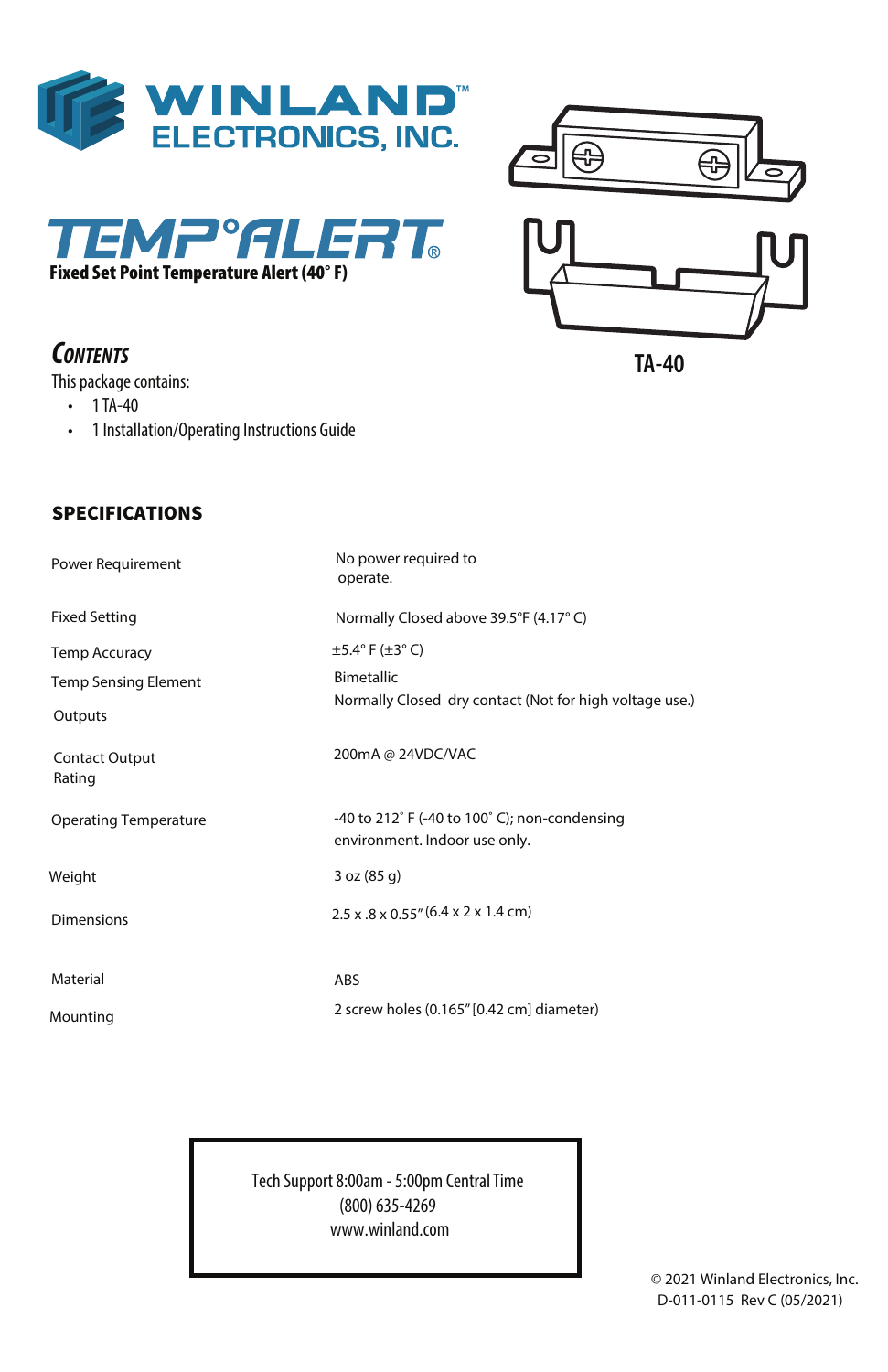# WINLAND™ ELECTRONICS, INC.

# TEMP°ALERT®

**Fixed Set Point Temperature Alert (40° F)**

TA-40

## CONTENTS

This package contains:

- 1 TA-40
- 1 Installation/Operating Instructions Guide

## SPECIFICATIONS

| | |
|---|---|
| Power Requirement | No power required to operate. |
| Fixed Setting | Normally Closed above 39.5°F (4.17° C) |
| Temp Accuracy | ±5.4° F (±3° C) |
| Temp Sensing Element | Bimetallic |
| Outputs | Normally Closed dry contact (Not for high voltage use.) |
| Contact Output Rating | 200mA @ 24VDC/VAC |
| Operating Temperature | -40 to 212˚ F (-40 to 100˚ C); non-condensing environment. Indoor use only. |
| Weight | 3 oz (85 g) |
| Dimensions | 2.5 x .8 x 0.55" (6.4 x 2 x 1.4 cm) |
| Material | ABS |
| Mounting | 2 screw holes (0.165" [0.42 cm] diameter) |

Tech Support 8:00am - 5:00pm Central Time
(800) 635-4269
www.winland.com

© 2021 Winland Electronics, Inc.
D-011-0115 Rev C (05/2021)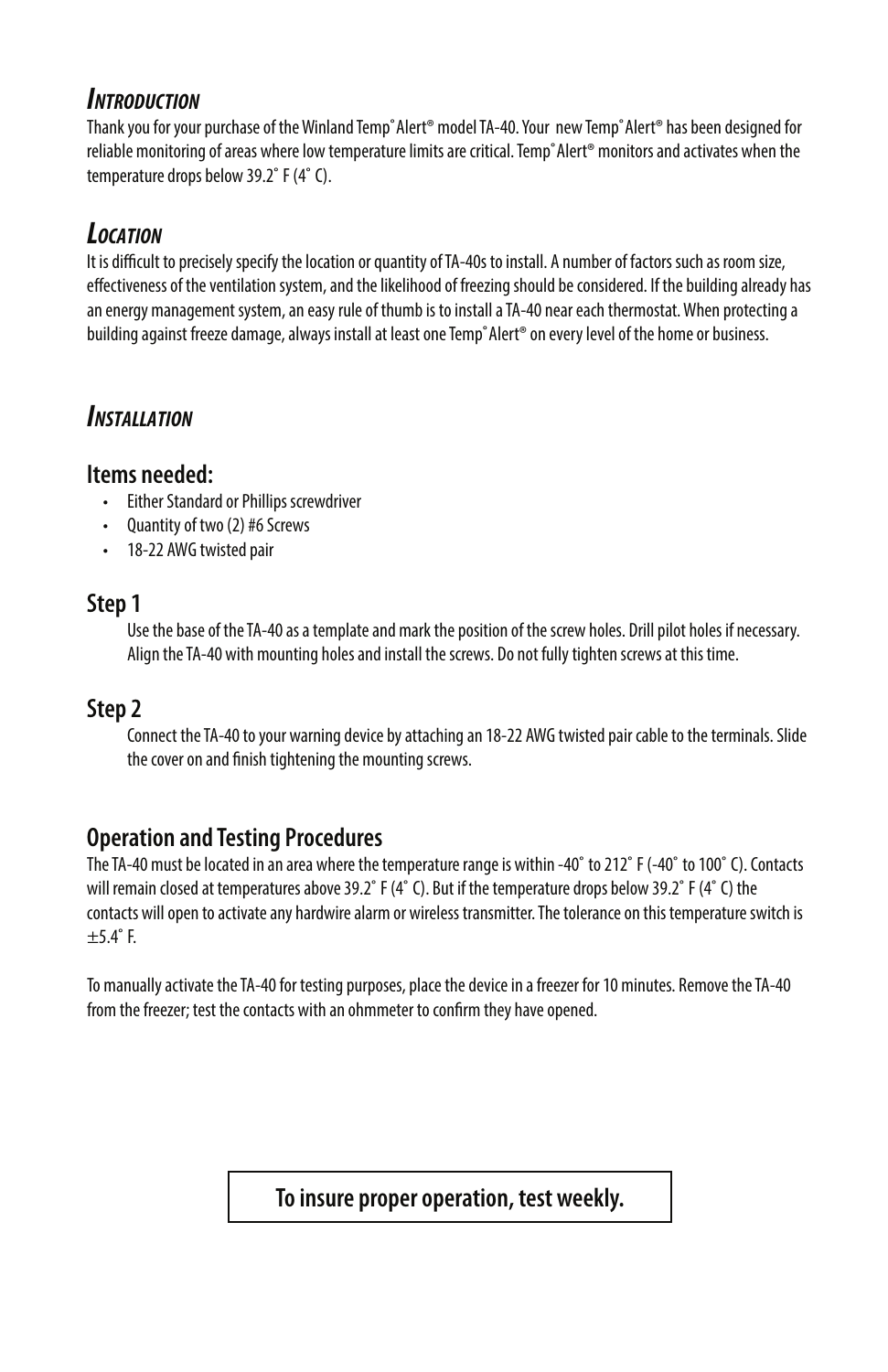## *Introduction*

Thank you for your purchase of the Winland Temp˚Alert® model TA-40. Your new Temp˚Alert® has been designed for reliable monitoring of areas where low temperature limits are critical. Temp˚Alert® monitors and activates when the temperature drops below 39.2˚ F (4˚ C).

## *Location*

It is difficult to precisely specify the location or quantity of TA-40s to install. A number of factors such as room size, effectiveness of the ventilation system, and the likelihood of freezing should be considered. If the building already has an energy management system, an easy rule of thumb is to install a TA-40 near each thermostat. When protecting a building against freeze damage, always install at least one Temp˚Alert® on every level of the home or business.

## *Installation*

### Items needed:

- Either Standard or Phillips screwdriver
- Quantity of two (2) #6 Screws
- 18-22 AWG twisted pair

### Step 1

Use the base of the TA-40 as a template and mark the position of the screw holes. Drill pilot holes if necessary. Align the TA-40 with mounting holes and install the screws. Do not fully tighten screws at this time.

### Step 2

Connect the TA-40 to your warning device by attaching an 18-22 AWG twisted pair cable to the terminals. Slide the cover on and finish tightening the mounting screws.

### Operation and Testing Procedures

The TA-40 must be located in an area where the temperature range is within -40˚ to 212˚ F (-40˚ to 100˚ C). Contacts will remain closed at temperatures above 39.2˚ F (4˚ C). But if the temperature drops below 39.2˚ F (4˚ C) the contacts will open to activate any hardwire alarm or wireless transmitter. The tolerance on this temperature switch is ±5.4˚ F.

To manually activate the TA-40 for testing purposes, place the device in a freezer for 10 minutes. Remove the TA-40 from the freezer; test the contacts with an ohmmeter to confirm they have opened.

**To insure proper operation, test weekly.**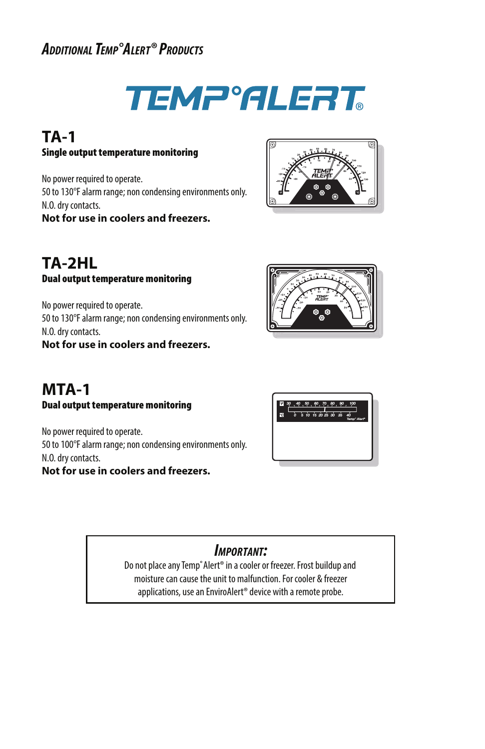## Additional Temp°Alert® Products

# TEMP°ALERT®

## TA-1

**Single output temperature monitoring**

No power required to operate.
50 to 130°F alarm range; non condensing environments only.
N.O. dry contacts.
**Not for use in coolers and freezers.**

## TA-2HL

**Dual output temperature monitoring**

No power required to operate.
50 to 130°F alarm range; non condensing environments only.
N.O. dry contacts.
**Not for use in coolers and freezers.**

## MTA-1

**Dual output temperature monitoring**

No power required to operate.
50 to 100°F alarm range; non condensing environments only.
N.O. dry contacts.
**Not for use in coolers and freezers.**

> ***Important:***
> Do not place any Temp°Alert® in a cooler or freezer. Frost buildup and moisture can cause the unit to malfunction. For cooler & freezer applications, use an EnviroAlert® device with a remote probe.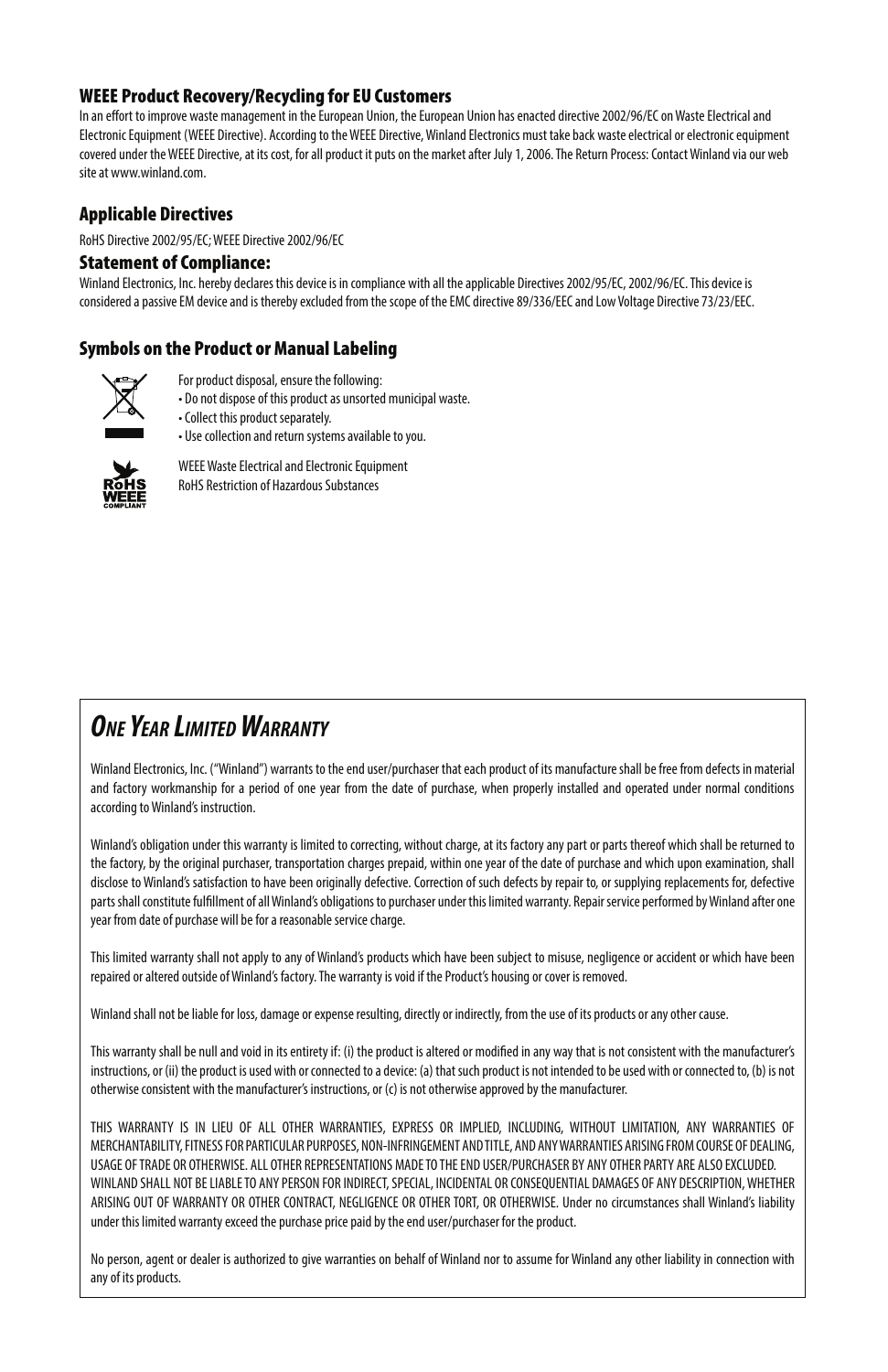### WEEE Product Recovery/Recycling for EU Customers

In an effort to improve waste management in the European Union, the European Union has enacted directive 2002/96/EC on Waste Electrical and Electronic Equipment (WEEE Directive). According to the WEEE Directive, Winland Electronics must take back waste electrical or electronic equipment covered under the WEEE Directive, at its cost, for all product it puts on the market after July 1, 2006. The Return Process: Contact Winland via our web site at www.winland.com.

### Applicable Directives

RoHS Directive 2002/95/EC; WEEE Directive 2002/96/EC

### Statement of Compliance:

Winland Electronics, Inc. hereby declares this device is in compliance with all the applicable Directives 2002/95/EC, 2002/96/EC. This device is considered a passive EM device and is thereby excluded from the scope of the EMC directive 89/336/EEC and Low Voltage Directive 73/23/EEC.

### Symbols on the Product or Manual Labeling

For product disposal, ensure the following:

- Do not dispose of this product as unsorted municipal waste.
- Collect this product separately.
- Use collection and return systems available to you.

WEEE Waste Electrical and Electronic Equipment
RoHS Restriction of Hazardous Substances

## *One Year Limited Warranty*

Winland Electronics, Inc. ("Winland") warrants to the end user/purchaser that each product of its manufacture shall be free from defects in material and factory workmanship for a period of one year from the date of purchase, when properly installed and operated under normal conditions according to Winland's instruction.

Winland's obligation under this warranty is limited to correcting, without charge, at its factory any part or parts thereof which shall be returned to the factory, by the original purchaser, transportation charges prepaid, within one year of the date of purchase and which upon examination, shall disclose to Winland's satisfaction to have been originally defective. Correction of such defects by repair to, or supplying replacements for, defective parts shall constitute fulfillment of all Winland's obligations to purchaser under this limited warranty. Repair service performed by Winland after one year from date of purchase will be for a reasonable service charge.

This limited warranty shall not apply to any of Winland's products which have been subject to misuse, negligence or accident or which have been repaired or altered outside of Winland's factory. The warranty is void if the Product's housing or cover is removed.

Winland shall not be liable for loss, damage or expense resulting, directly or indirectly, from the use of its products or any other cause.

This warranty shall be null and void in its entirety if: (i) the product is altered or modified in any way that is not consistent with the manufacturer's instructions, or (ii) the product is used with or connected to a device: (a) that such product is not intended to be used with or connected to, (b) is not otherwise consistent with the manufacturer's instructions, or (c) is not otherwise approved by the manufacturer.

THIS WARRANTY IS IN LIEU OF ALL OTHER WARRANTIES, EXPRESS OR IMPLIED, INCLUDING, WITHOUT LIMITATION, ANY WARRANTIES OF MERCHANTABILITY, FITNESS FOR PARTICULAR PURPOSES, NON-INFRINGEMENT AND TITLE, AND ANY WARRANTIES ARISING FROM COURSE OF DEALING, USAGE OF TRADE OR OTHERWISE. ALL OTHER REPRESENTATIONS MADE TO THE END USER/PURCHASER BY ANY OTHER PARTY ARE ALSO EXCLUDED. WINLAND SHALL NOT BE LIABLE TO ANY PERSON FOR INDIRECT, SPECIAL, INCIDENTAL OR CONSEQUENTIAL DAMAGES OF ANY DESCRIPTION, WHETHER ARISING OUT OF WARRANTY OR OTHER CONTRACT, NEGLIGENCE OR OTHER TORT, OR OTHERWISE. Under no circumstances shall Winland's liability under this limited warranty exceed the purchase price paid by the end user/purchaser for the product.

No person, agent or dealer is authorized to give warranties on behalf of Winland nor to assume for Winland any other liability in connection with any of its products.